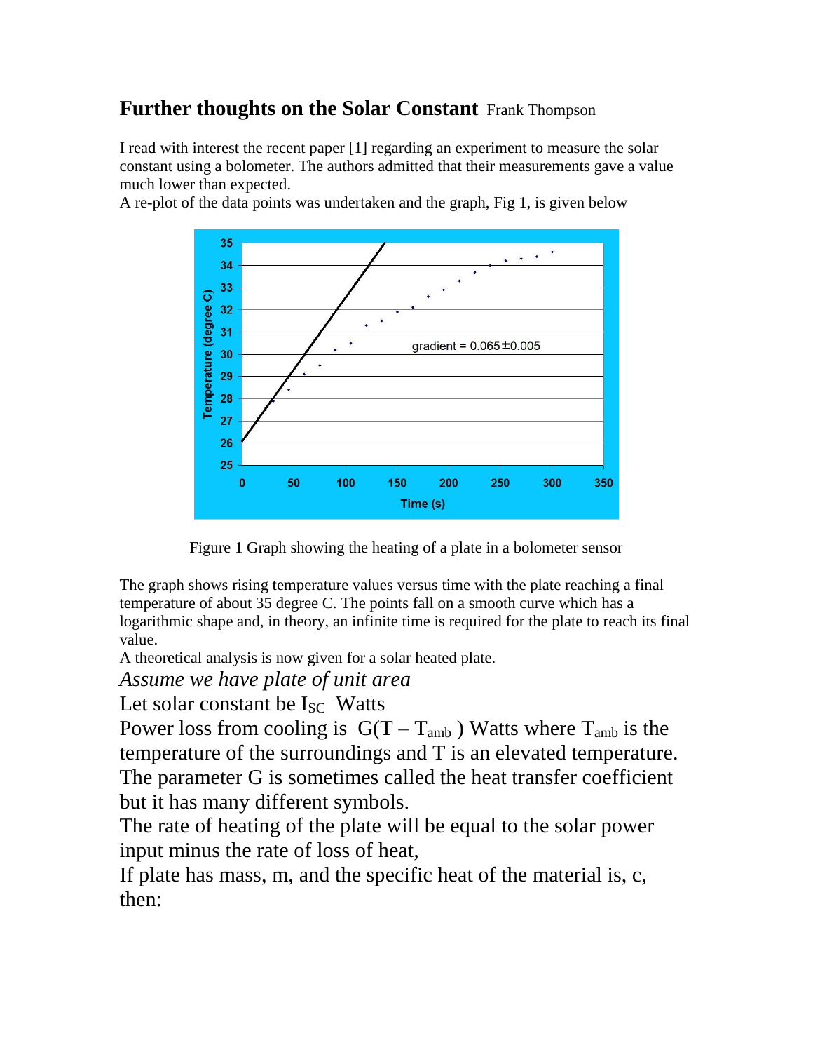## **Further thoughts on the Solar Constant** Frank Thompson

I read with interest the recent paper [1] regarding an experiment to measure the solar constant using a bolometer. The authors admitted that their measurements gave a value much lower than expected.

A re-plot of the data points was undertaken and the graph, Fig 1, is given below

Figure 1 Graph showing the heating of a plate in a bolometer sensor

The graph shows rising temperature values versus time with the plate reaching a final temperature of about 35 degree C. The points fall on a smooth curve which has a logarithmic shape and, in theory, an infinite time is required for the plate to reach its final value.

A theoretical analysis is now given for a solar heated plate.

*Assume we have plate of unit area*

Let solar constant be $I_{SC}$ Watts

Power loss from cooling is $G(T - T_{amb})$ Watts where $T_{amb}$ is the temperature of the surroundings and T is an elevated temperature. The parameter G is sometimes called the heat transfer coefficient but it has many different symbols.

The rate of heating of the plate will be equal to the solar power input minus the rate of loss of heat,

If plate has mass, m, and the specific heat of the material is, c, then: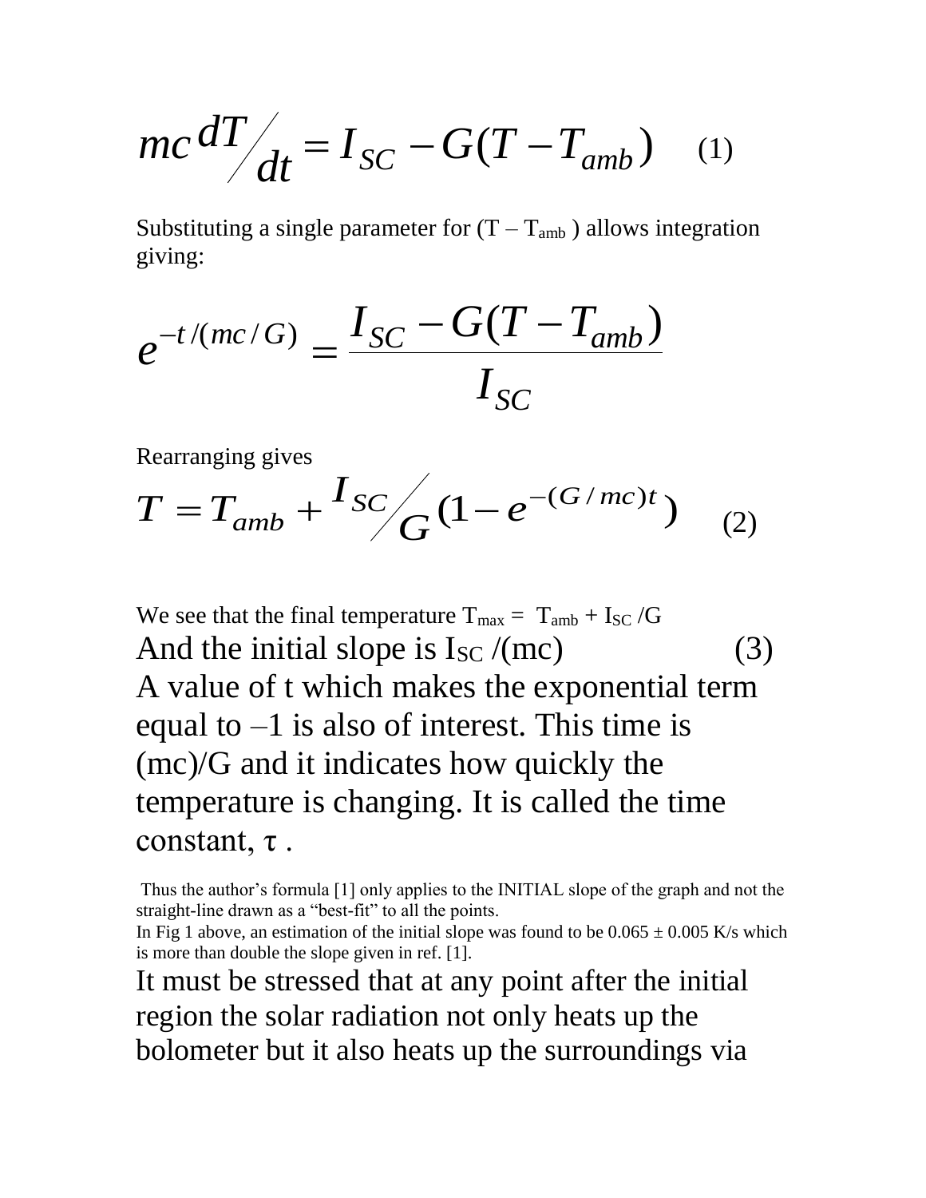$$mc\,{dT}/{dt} = I_{SC} - G(T - T_{amb}) \quad (1)$$

Substituting a single parameter for $(T - T_{amb})$ allows integration giving:

$$e^{-t/(mc/G)} = \frac{I_{SC} - G(T - T_{amb})}{I_{SC}}$$

Rearranging gives

$$T = T_{amb} + {I_{SC}}/{G}\,(1 - e^{-(G/mc)t}) \quad (2)$$

We see that the final temperature $T_{max} = T_{amb} + I_{SC}/G$

And the initial slope is $I_{SC}/(mc)$ (3)

A value of t which makes the exponential term equal to –1 is also of interest. This time is (mc)/G and it indicates how quickly the temperature is changing. It is called the time constant, $\tau$ .

Thus the author's formula [1] only applies to the INITIAL slope of the graph and not the straight-line drawn as a "best-fit" to all the points.

In Fig 1 above, an estimation of the initial slope was found to be $0.065 \pm 0.005$ K/s which is more than double the slope given in ref. [1].

It must be stressed that at any point after the initial region the solar radiation not only heats up the bolometer but it also heats up the surroundings via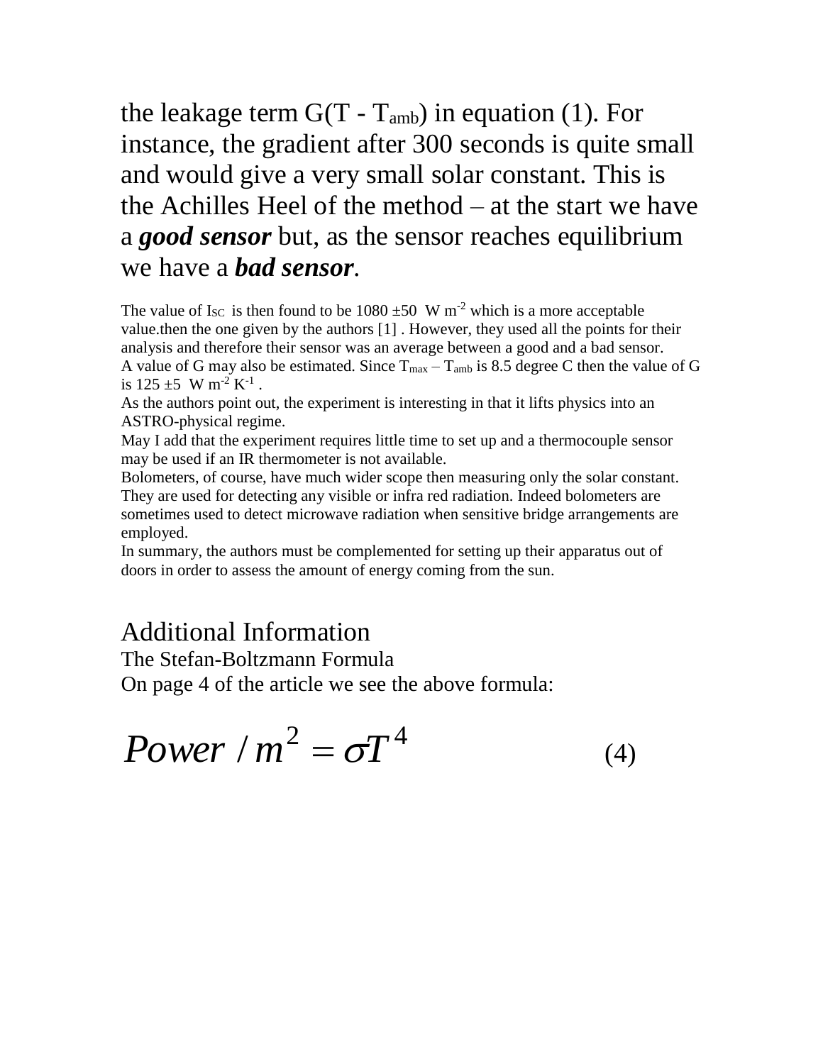the leakage term $G(T - T_{amb})$ in equation (1). For instance, the gradient after 300 seconds is quite small and would give a very small solar constant. This is the Achilles Heel of the method – at the start we have a ***good sensor*** but, as the sensor reaches equilibrium we have a ***bad sensor***.

The value of $I_{SC}$ is then found to be 1080 ±50 W $m^{-2}$ which is a more acceptable value.then the one given by the authors [1] . However, they used all the points for their analysis and therefore their sensor was an average between a good and a bad sensor.
A value of G may also be estimated. Since $T_{max} – T_{amb}$ is 8.5 degree C then the value of G is 125 ±5 W $m^{-2}$ $K^{-1}$ .
As the authors point out, the experiment is interesting in that it lifts physics into an ASTRO-physical regime.
May I add that the experiment requires little time to set up and a thermocouple sensor may be used if an IR thermometer is not available.
Bolometers, of course, have much wider scope then measuring only the solar constant. They are used for detecting any visible or infra red radiation. Indeed bolometers are sometimes used to detect microwave radiation when sensitive bridge arrangements are employed.
In summary, the authors must be complemented for setting up their apparatus out of doors in order to assess the amount of energy coming from the sun.

## Additional Information

The Stefan-Boltzmann Formula
On page 4 of the article we see the above formula:

$$Power\ /m^2 = \sigma T^4 \qquad (4)$$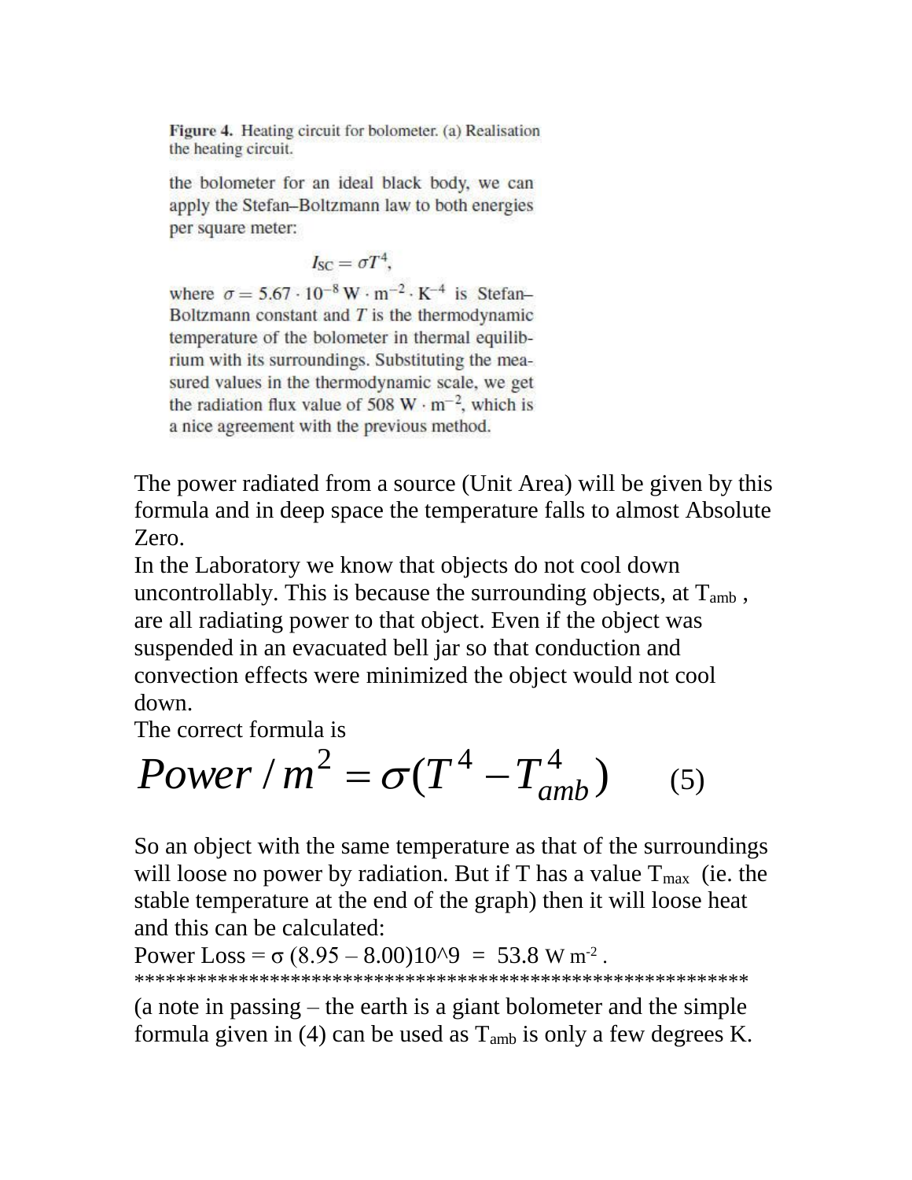**Figure 4.** Heating circuit for bolometer. (a) Realisation the heating circuit.

the bolometer for an ideal black body, we can apply the Stefan–Boltzmann law to both energies per square meter:

$$I_{SC} = \sigma T^4,$$

where $\sigma = 5.67 \cdot 10^{-8}\ \mathrm{W \cdot m^{-2} \cdot K^{-4}}$ is Stefan–Boltzmann constant and $T$ is the thermodynamic temperature of the bolometer in thermal equilibrium with its surroundings. Substituting the measured values in the thermodynamic scale, we get the radiation flux value of $508\ \mathrm{W \cdot m^{-2}}$, which is a nice agreement with the previous method.

The power radiated from a source (Unit Area) will be given by this formula and in deep space the temperature falls to almost Absolute Zero.

In the Laboratory we know that objects do not cool down uncontrollably. This is because the surrounding objects, at $T_{amb}$ , are all radiating power to that object. Even if the object was suspended in an evacuated bell jar so that conduction and convection effects were minimized the object would not cool down.

The correct formula is

$$Power / m^2 = \sigma(T^4 - T_{amb}^4) \qquad (5)$$

So an object with the same temperature as that of the surroundings will loose no power by radiation. But if T has a value $T_{max}$ (ie. the stable temperature at the end of the graph) then it will loose heat and this can be calculated:

Power Loss = $\sigma$ (8.95 – 8.00)10^9 = 53.8 W m$^{-2}$ .

*********************************************************

(a note in passing – the earth is a giant bolometer and the simple formula given in (4) can be used as $T_{amb}$ is only a few degrees K.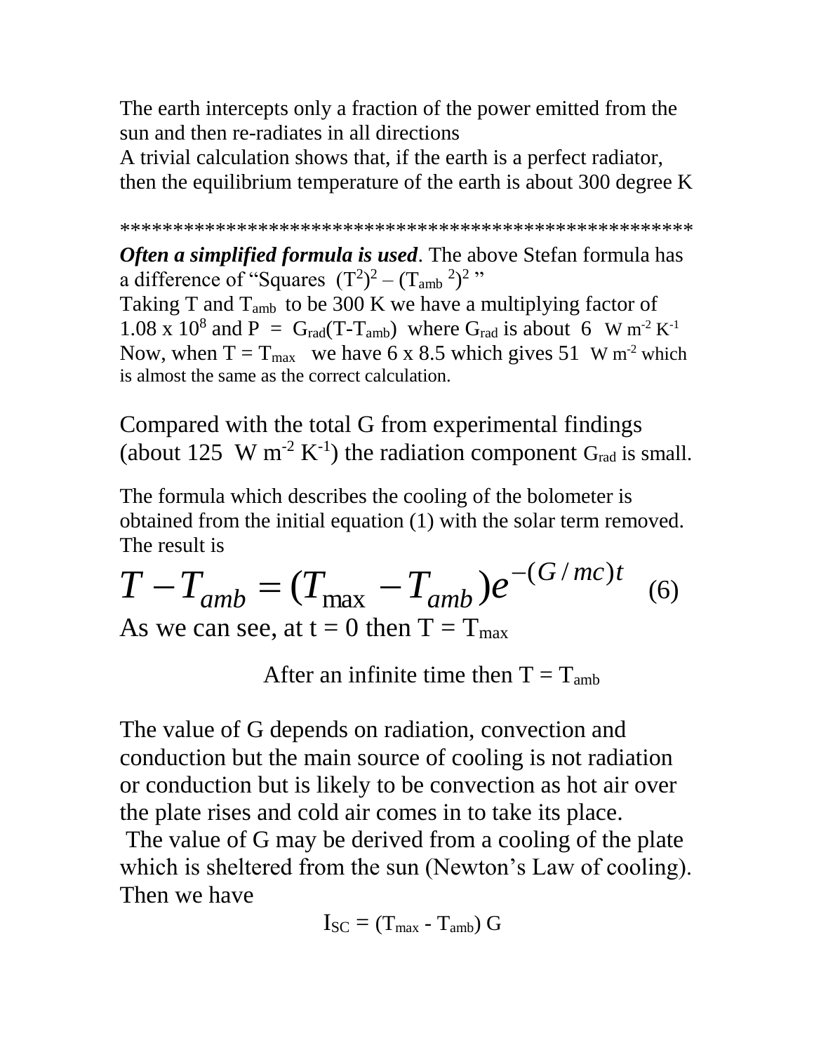The earth intercepts only a fraction of the power emitted from the sun and then re-radiates in all directions
A trivial calculation shows that, if the earth is a perfect radiator, then the equilibrium temperature of the earth is about 300 degree K

****************************************************

***Often a simplified formula is used***. The above Stefan formula has a difference of "Squares $(T^2)^2 - (T_{amb}{}^2)^2$ "
Taking T and $T_{amb}$ to be 300 K we have a multiplying factor of $1.08 \times 10^8$ and $P = G_{rad}(T - T_{amb})$ where $G_{rad}$ is about 6 W $m^{-2}$ $K^{-1}$
Now, when $T = T_{max}$ we have 6 x 8.5 which gives 51 W $m^{-2}$ which is almost the same as the correct calculation.

Compared with the total G from experimental findings (about 125 W $m^{-2}$ $K^{-1}$) the radiation component $G_{rad}$ is small.

The formula which describes the cooling of the bolometer is obtained from the initial equation (1) with the solar term removed. The result is

$$T - T_{amb} = (T_{max} - T_{amb})e^{-(G/mc)t} \quad (6)$$

As we can see, at t = 0 then $T = T_{max}$

After an infinite time then $T = T_{amb}$

The value of G depends on radiation, convection and conduction but the main source of cooling is not radiation or conduction but is likely to be convection as hot air over the plate rises and cold air comes in to take its place.
The value of G may be derived from a cooling of the plate which is sheltered from the sun (Newton's Law of cooling). Then we have

$$I_{SC} = (T_{max} - T_{amb})\, G$$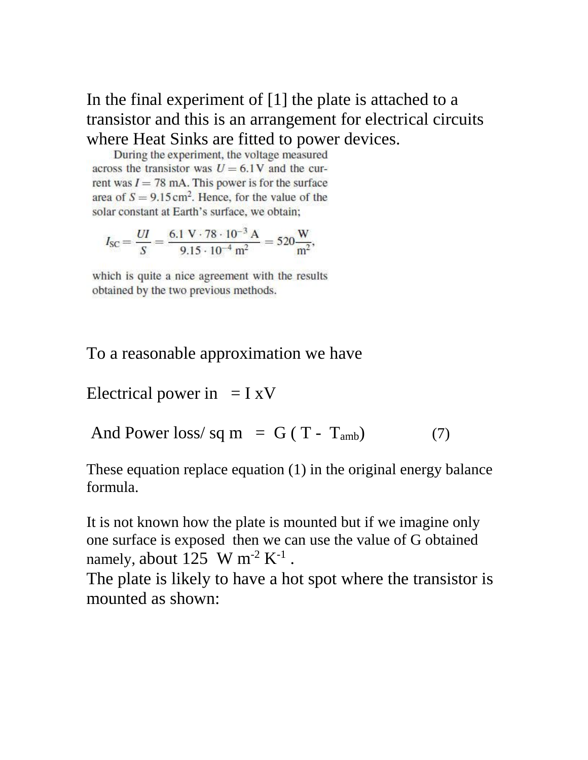In the final experiment of [1] the plate is attached to a transistor and this is an arrangement for electrical circuits where Heat Sinks are fitted to power devices.

During the experiment, the voltage measured across the transistor was $U = 6.1\,\mathrm{V}$ and the current was $I = 78$ mA. This power is for the surface area of $S = 9.15\,\mathrm{cm}^2$. Hence, for the value of the solar constant at Earth's surface, we obtain;

$$I_{SC} = \frac{UI}{S} = \frac{6.1\ \mathrm{V} \cdot 78 \cdot 10^{-3}\ \mathrm{A}}{9.15 \cdot 10^{-4}\ \mathrm{m}^2} = 520\frac{\mathrm{W}}{\mathrm{m}^2},$$

which is quite a nice agreement with the results obtained by the two previous methods.

To a reasonable approximation we have

Electrical power in $= I \times V$

And Power loss/ sq m $= G\,(T - T_{amb})$ (7)

These equation replace equation (1) in the original energy balance formula.

It is not known how the plate is mounted but if we imagine only one surface is exposed then we can use the value of G obtained namely, about 125 W $m^{-2}$ $K^{-1}$ .

The plate is likely to have a hot spot where the transistor is mounted as shown: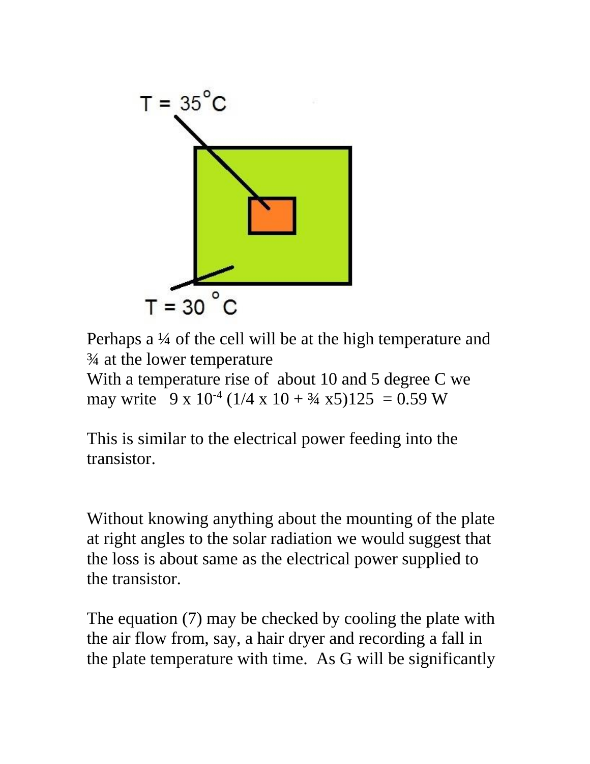T = 35°C

T = 30 °C

Perhaps a ¼ of the cell will be at the high temperature and ¾ at the lower temperature

With a temperature rise of about 10 and 5 degree C we may write $9 \times 10^{-4}\,(1/4 \times 10 + 3/4 \times 5)125 = 0.59$ W

This is similar to the electrical power feeding into the transistor.

Without knowing anything about the mounting of the plate at right angles to the solar radiation we would suggest that the loss is about same as the electrical power supplied to the transistor.

The equation (7) may be checked by cooling the plate with the air flow from, say, a hair dryer and recording a fall in the plate temperature with time. As G will be significantly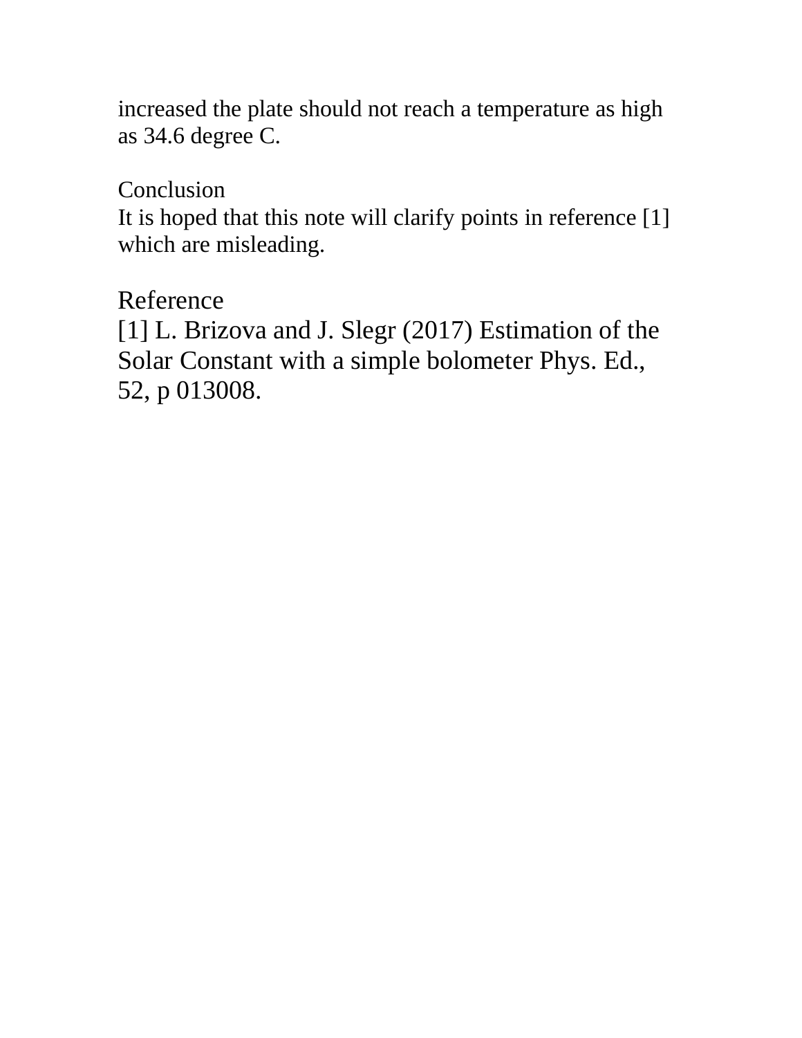increased the plate should not reach a temperature as high as 34.6 degree C.

## Conclusion

It is hoped that this note will clarify points in reference [1] which are misleading.

## Reference

[1] L. Brizova and J. Slegr (2017) Estimation of the Solar Constant with a simple bolometer Phys. Ed., 52, p 013008.